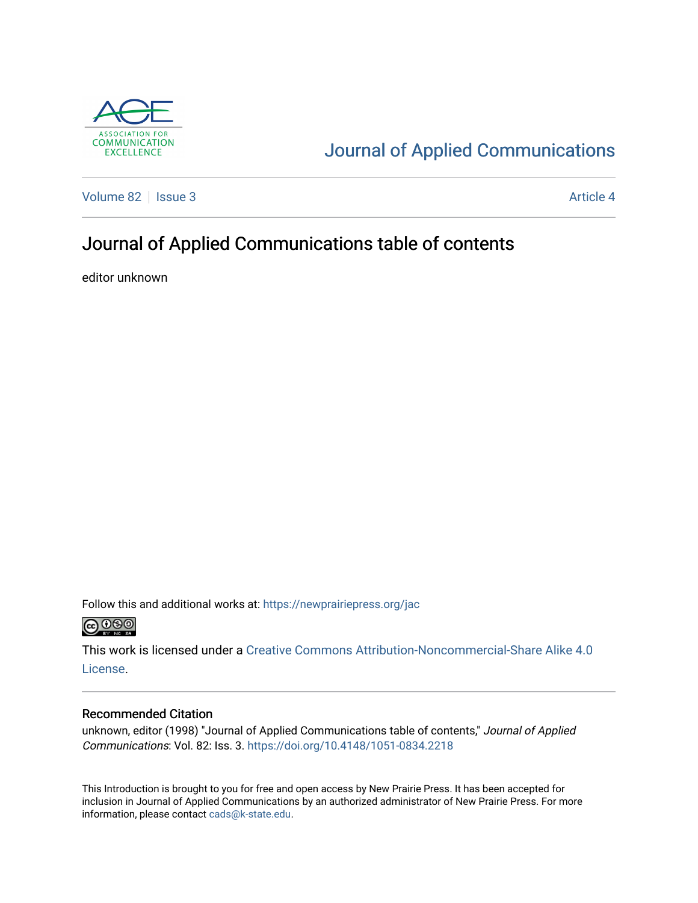Journal of Applied Communications

Volume 82 | Issue 3 | Article 4

# Journal of Applied Communications table of contents

editor unknown

Follow this and additional works at: https://newprairiepress.org/jac

This work is licensed under a Creative Commons Attribution-Noncommercial-Share Alike 4.0 License.

## Recommended Citation

unknown, editor (1998) "Journal of Applied Communications table of contents," *Journal of Applied Communications*: Vol. 82: Iss. 3. https://doi.org/10.4148/1051-0834.2218

This Introduction is brought to you for free and open access by New Prairie Press. It has been accepted for inclusion in Journal of Applied Communications by an authorized administrator of New Prairie Press. For more information, please contact cads@k-state.edu.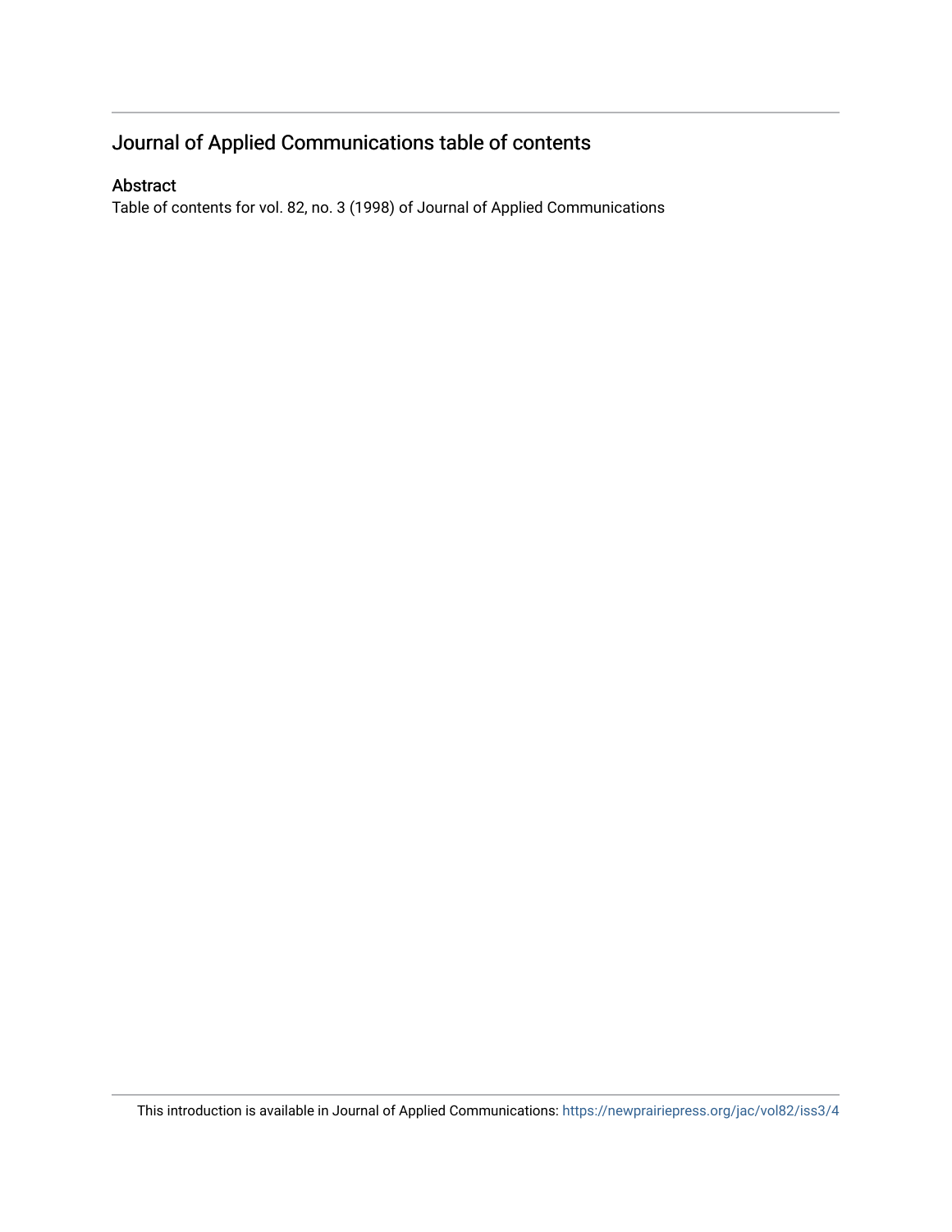# Journal of Applied Communications table of contents

## Abstract

Table of contents for vol. 82, no. 3 (1998) of Journal of Applied Communications

This introduction is available in Journal of Applied Communications: https://newprairiepress.org/jac/vol82/iss3/4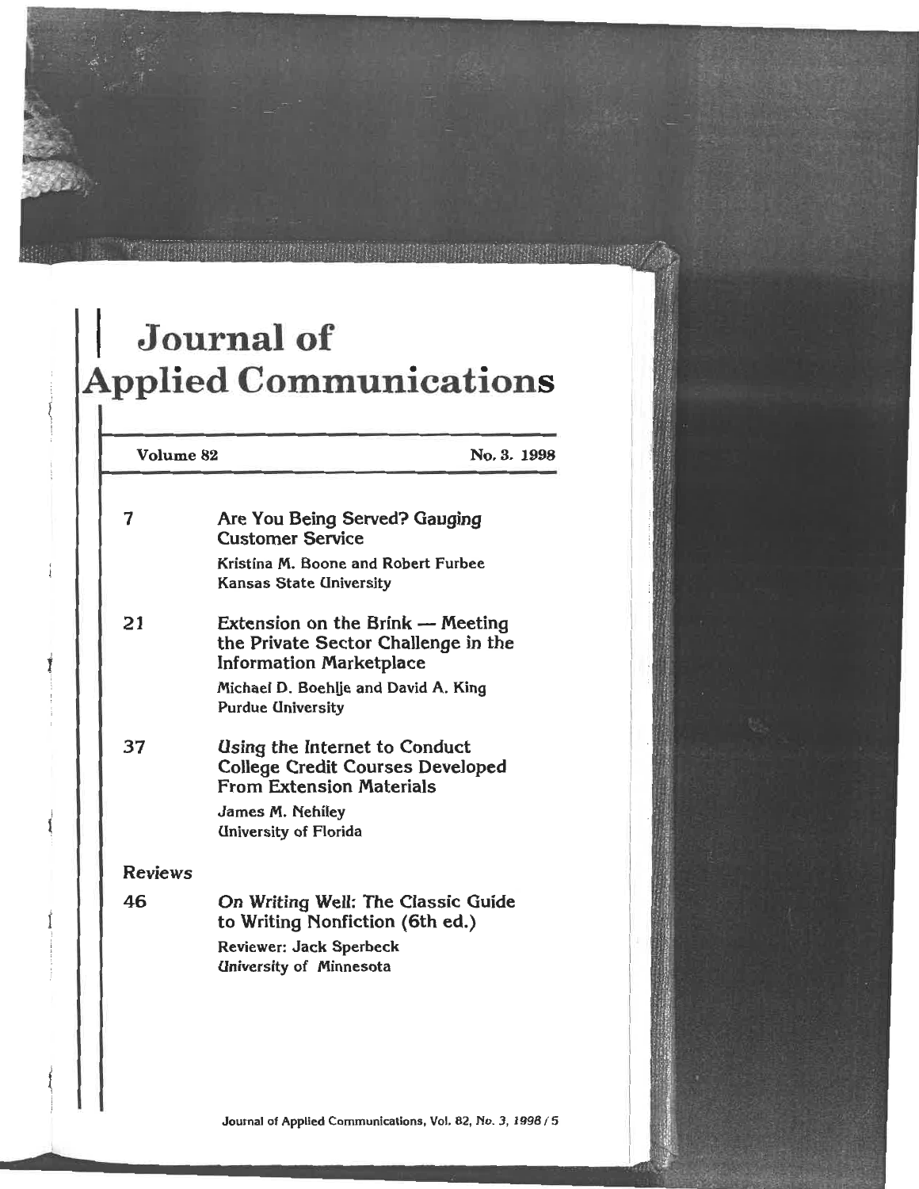# Journal of Applied Communications

**Volume 82** **No. 3. 1998**

7 — **Are You Being Served? Gauging Customer Service**
Kristina M. Boone and Robert Furbee
Kansas State University

21 — **Extension on the Brink — Meeting the Private Sector Challenge in the Information Marketplace**
Michael D. Boehlje and David A. King
Purdue University

37 — **Using the Internet to Conduct College Credit Courses Developed From Extension Materials**
James M. Nehiley
University of Florida

## Reviews

46 — ***On Writing Well: The Classic Guide to Writing Nonfiction (6th ed.)***
Reviewer: Jack Sperbeck
University of Minnesota